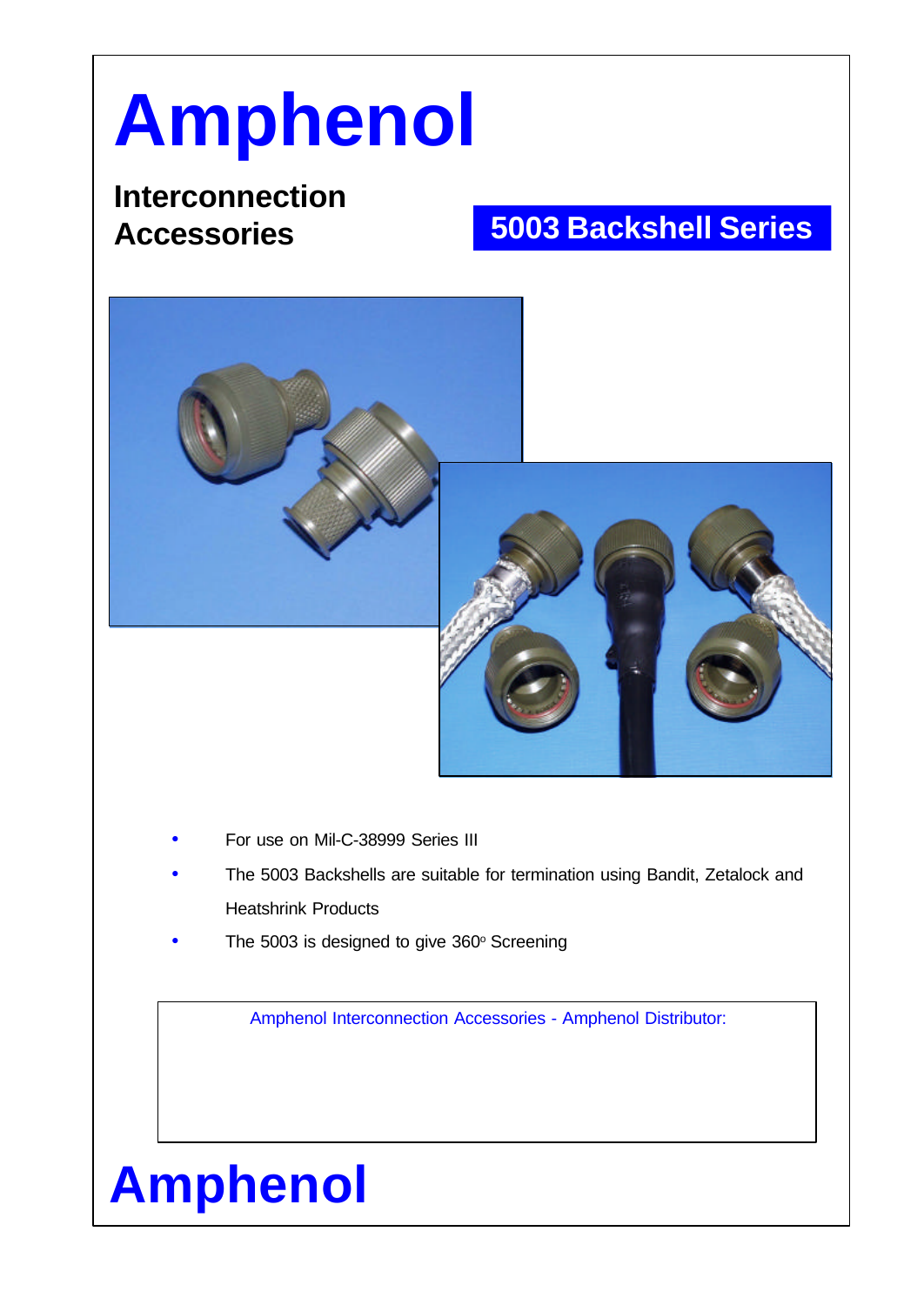# Amphenol

## Interconnection Accessories

## 5003 Backshell Series

- For use on Mil-C-38999 Series III
- The 5003 Backshells are suitable for termination using Bandit, Zetalock and Heatshrink Products
- The 5003 is designed to give 360° Screening

Amphenol Interconnection Accessories - Amphenol Distributor:

# Amphenol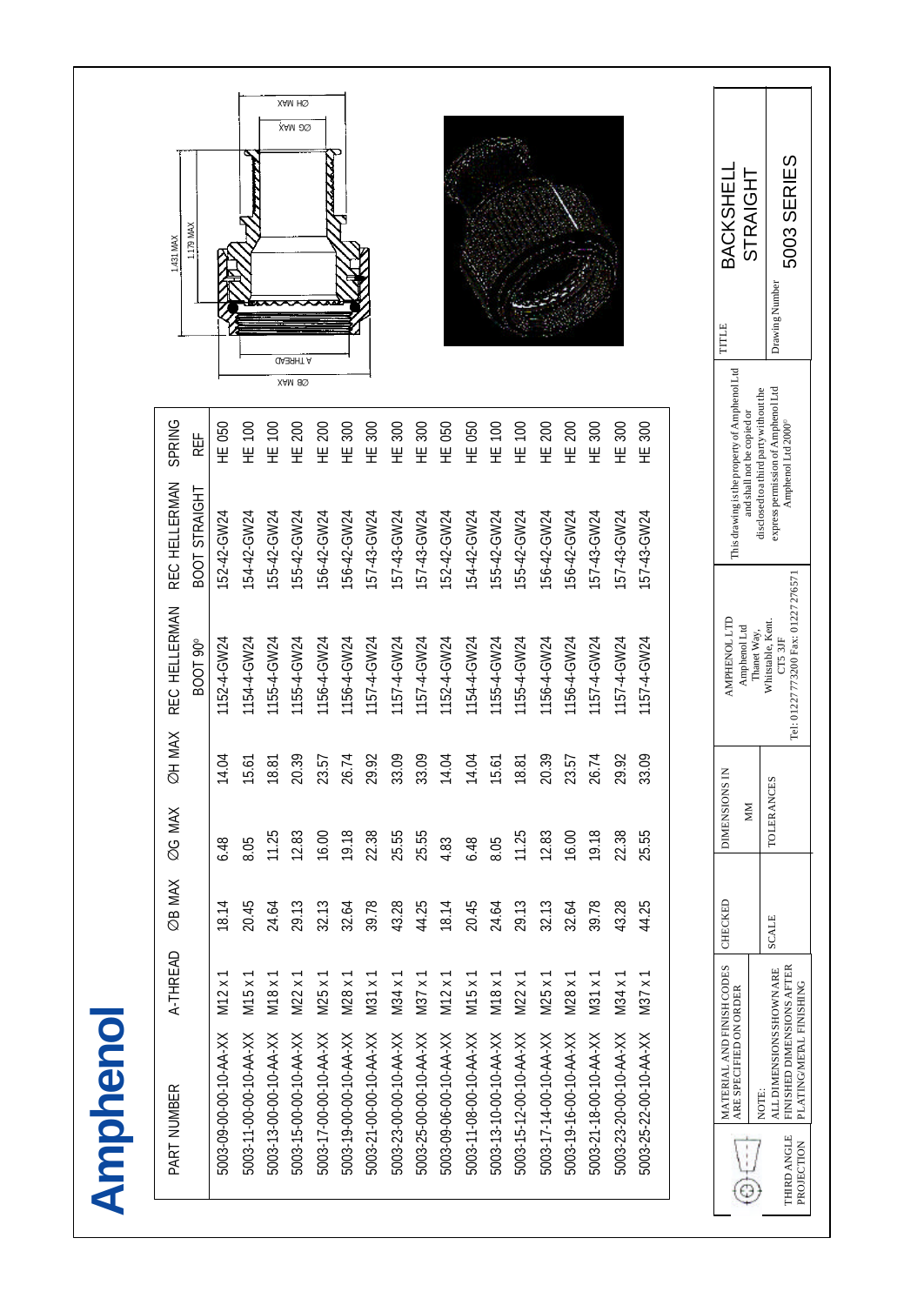# Amphenol

| PART NUMBER | A-THREAD | ∅B MAX | ∅G MAX | ∅H MAX | REC HELLERMAN BOOT 90° | REC HELLERMAN BOOT STRAIGHT | SPRING REF |
|---|---|---|---|---|---|---|---|
| 5003-09-00-00-10-AA-XX | M12 x 1 | 18.14 | 6.48 | 14.04 | 1152-4-GW24 | 152-42-GW24 | HE 050 |
| 5003-11-00-00-10-AA-XX | M15 x 1 | 20.45 | 8.05 | 15.61 | 1154-4-GW24 | 154-42-GW24 | HE 100 |
| 5003-13-00-00-10-AA-XX | M18 x 1 | 24.64 | 11.25 | 18.81 | 1155-4-GW24 | 155-42-GW24 | HE 100 |
| 5003-15-00-00-10-AA-XX | M22 x 1 | 29.13 | 12.83 | 20.39 | 1155-4-GW24 | 155-42-GW24 | HE 200 |
| 5003-17-00-00-10-AA-XX | M25 x 1 | 32.13 | 16.00 | 23.57 | 1156-4-GW24 | 156-42-GW24 | HE 200 |
| 5003-19-00-00-10-AA-XX | M28 x 1 | 32.64 | 19.18 | 26.74 | 1156-4-GW24 | 156-42-GW24 | HE 300 |
| 5003-21-00-00-10-AA-XX | M31 x 1 | 39.78 | 22.38 | 29.92 | 1157-4-GW24 | 157-43-GW24 | HE 300 |
| 5003-23-00-00-10-AA-XX | M34 x 1 | 43.28 | 25.55 | 33.09 | 1157-4-GW24 | 157-43-GW24 | HE 300 |
| 5003-25-00-00-10-AA-XX | M37 x 1 | 44.25 | 25.55 | 33.09 | 1157-4-GW24 | 157-43-GW24 | HE 300 |
| 5003-09-06-00-10-AA-XX | M12 x 1 | 18.14 | 4.83 | 14.04 | 1152-4-GW24 | 152-42-GW24 | HE 050 |
| 5003-11-08-00-10-AA-XX | M15 x 1 | 20.45 | 6.48 | 14.04 | 1154-4-GW24 | 154-42-GW24 | HE 050 |
| 5003-13-10-00-10-AA-XX | M18 x 1 | 24.64 | 8.05 | 15.61 | 1155-4-GW24 | 155-42-GW24 | HE 100 |
| 5003-15-12-00-10-AA-XX | M22 x 1 | 29.13 | 11.25 | 18.81 | 1155-4-GW24 | 155-42-GW24 | HE 100 |
| 5003-17-14-00-10-AA-XX | M25 x 1 | 32.13 | 12.83 | 20.39 | 1156-4-GW24 | 156-42-GW24 | HE 200 |
| 5003-19-16-00-10-AA-XX | M28 x 1 | 32.64 | 16.00 | 23.57 | 1156-4-GW24 | 156-42-GW24 | HE 200 |
| 5003-21-18-00-10-AA-XX | M31 x 1 | 39.78 | 19.18 | 26.74 | 1157-4-GW24 | 157-43-GW24 | HE 300 |
| 5003-23-20-00-10-AA-XX | M34 x 1 | 43.28 | 22.38 | 29.92 | 1157-4-GW24 | 157-43-GW24 | HE 300 |
| 5003-25-22-00-10-AA-XX | M37 x 1 | 44.25 | 25.55 | 33.09 | 1157-4-GW24 | 157-43-GW24 | HE 300 |

1.431 MAX
1.179 MAX
∅B MAX
A THREAD
∅G MAX
∅H MAX

THIRD ANGLE PROJECTION

MATERIAL AND FINISH CODES ARE SPECIFIED ON ORDER

NOTE:
ALL DIMENSIONS SHOWN ARE FINISHED DIMENSIONS AFTER PLATING/METAL FINISHING

CHECKED

SCALE

DIMENSIONS IN MM

TOLERANCES

AMPHENOL LTD
Amphenol Ltd
Thanet Way,
Whitstable, Kent.
CT5 3JF
Tel: 01227 773200 Fax: 01227 276571

This drawing is the property of Amphenol Ltd and shall not be copied or disclosed to a third party without the express permission of Amphenol Ltd
Amphenol Ltd 2000©

TITLE
BACKSHELL STRAIGHT

Drawing Number
5003 SERIES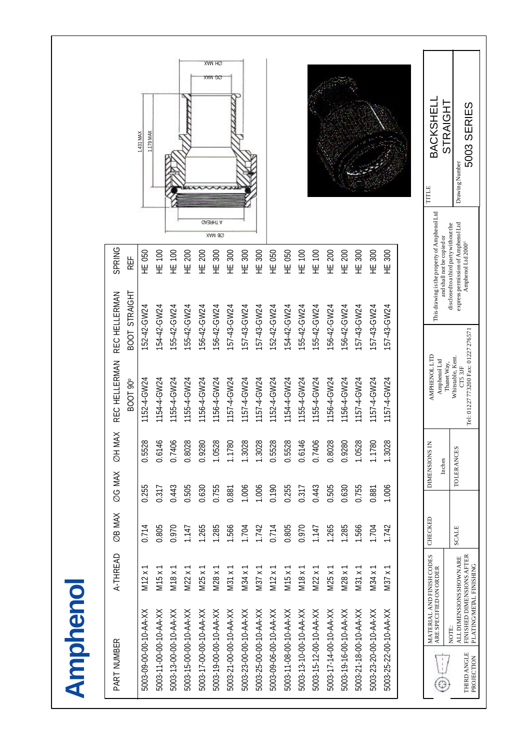# Amphenol

| PART NUMBER | A-THREAD | ØB MAX | ØG MAX | ØH MAX | REC HELLERMAN BOOT 90° | REC HELLERMAN BOOT STRAIGHT | SPRING REF |
|---|---|---|---|---|---|---|---|
| 5003-09-00-00-10-AA-XX | M12 x 1 | 0.714 | 0.255 | 0.5528 | 1152-4-GW24 | 152-42-GW24 | HE 050 |
| 5003-11-00-00-10-AA-XX | M15 x 1 | 0.805 | 0.317 | 0.6146 | 1154-4-GW24 | 154-42-GW24 | HE 100 |
| 5003-13-00-00-10-AA-XX | M18 x 1 | 0.970 | 0.443 | 0.7406 | 1155-4-GW24 | 155-42-GW24 | HE 100 |
| 5003-15-00-00-10-AA-XX | M22 x 1 | 1.147 | 0.505 | 0.8028 | 1155-4-GW24 | 155-42-GW24 | HE 200 |
| 5003-17-00-00-10-AA-XX | M25 x 1 | 1.265 | 0.630 | 0.9280 | 1156-4-GW24 | 156-42-GW24 | HE 200 |
| 5003-19-00-00-10-AA-XX | M28 x 1 | 1.285 | 0.755 | 1.0528 | 1156-4-GW24 | 156-42-GW24 | HE 300 |
| 5003-21-00-00-10-AA-XX | M31 x 1 | 1.566 | 0.881 | 1.1780 | 1157-4-GW24 | 157-43-GW24 | HE 300 |
| 5003-23-00-00-10-AA-XX | M34 x 1 | 1.704 | 1.006 | 1.3028 | 1157-4-GW24 | 157-43-GW24 | HE 300 |
| 5003-25-00-00-10-AA-XX | M37 x 1 | 1.742 | 1.006 | 1.3028 | 1157-4-GW24 | 157-43-GW24 | HE 300 |
| 5003-09-06-00-10-AA-XX | M12 x 1 | 0.714 | 0.190 | 0.5528 | 1152-4-GW24 | 152-42-GW24 | HE 050 |
| 5003-11-08-00-10-AA-XX | M15 x 1 | 0.805 | 0.255 | 0.5528 | 1154-4-GW24 | 154-42-GW24 | HE 050 |
| 5003-13-10-00-10-AA-XX | M18 x 1 | 0.970 | 0.317 | 0.6146 | 1155-4-GW24 | 155-42-GW24 | HE 100 |
| 5003-15-12-00-10-AA-XX | M22 x 1 | 1.147 | 0.443 | 0.7406 | 1155-4-GW24 | 155-42-GW24 | HE 100 |
| 5003-17-14-00-10-AA-XX | M25 x 1 | 1.265 | 0.505 | 0.8028 | 1156-4-GW24 | 156-42-GW24 | HE 200 |
| 5003-19-16-00-10-AA-XX | M28 x 1 | 1.285 | 0.630 | 0.9280 | 1156-4-GW24 | 156-42-GW24 | HE 200 |
| 5003-21-18-00-10-AA-XX | M31 x 1 | 1.566 | 0.755 | 1.0528 | 1157-4-GW24 | 157-43-GW24 | HE 300 |
| 5003-23-20-00-10-AA-XX | M34 x 1 | 1.704 | 0.881 | 1.1780 | 1157-4-GW24 | 157-43-GW24 | HE 300 |
| 5003-25-22-00-10-AA-XX | M37 x 1 | 1.742 | 1.006 | 1.3028 | 1157-4-GW24 | 157-43-GW24 | HE 300 |

1.431 MAX

1.179 MAX

ØH MAX

ØG MAX

A THREAD

ØB MAX

THIRD ANGLE PROJECTION

MATERIAL AND FINISH CODES ARE SPECIFIED ON ORDER

NOTE: ALL DIMENSIONS SHOWN ARE FINISHED DIMENSIONS AFTER PLATING/METAL FINISHING

CHECKED

SCALE

DIMENSIONS IN Inches

TOLERANCES

AMPHENOL LTD
Amphenol Ltd
Thanet Way,
Whitstable, Kent.
CT5 3JF
Tel: 01227 773200 Fax: 01227 276571

This drawing is the property of Amphenol Ltd and shall not be copied or disclosed to a third party without the express permission of Amphenol Ltd
Amphenol Ltd 2000©

TITLE

BACKSHELL STRAIGHT

Drawing Number

5003 SERIES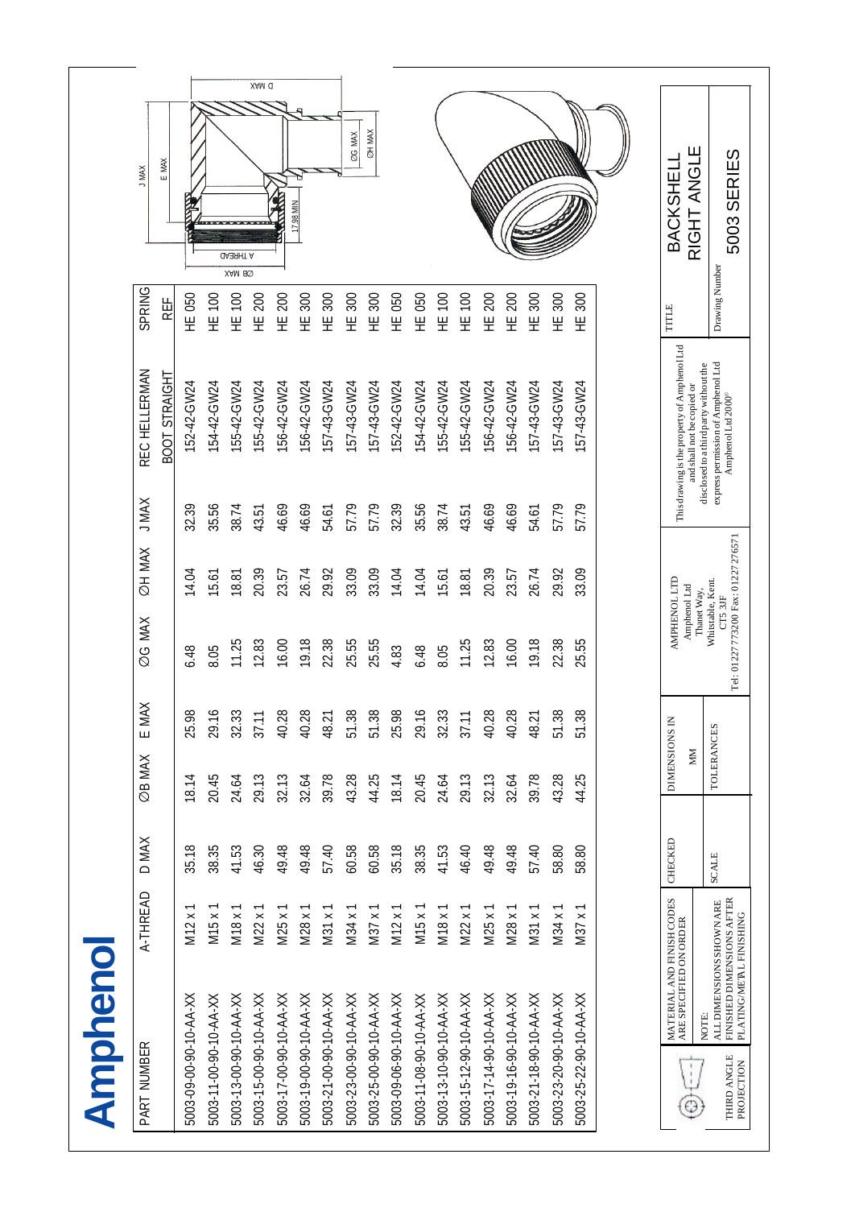# Amphenol

| PART NUMBER | A-THREAD | D MAX | ØB MAX | E MAX | ØG MAX | ØH MAX | J MAX | REC HELLERMAN BOOT STRAIGHT | SPRING REF |
|---|---|---|---|---|---|---|---|---|---|
| 5003-09-00-90-10-AA-XX | M12 x 1 | 35.18 | 18.14 | 25.98 | 6.48 | 14.04 | 32.39 | 152-42-GW24 | HE 050 |
| 5003-11-00-90-10-AA-XX | M15 x 1 | 38.35 | 20.45 | 29.16 | 8.05 | 15.61 | 35.56 | 154-42-GW24 | HE 100 |
| 5003-13-00-90-10-AA-XX | M18 x 1 | 41.53 | 24.64 | 32.33 | 11.25 | 18.81 | 38.74 | 155-42-GW24 | HE 100 |
| 5003-15-00-90-10-AA-XX | M22 x 1 | 46.30 | 29.13 | 37.11 | 12.83 | 20.39 | 43.51 | 155-42-GW24 | HE 200 |
| 5003-17-00-90-10-AA-XX | M25 x 1 | 49.48 | 32.13 | 40.28 | 16.00 | 23.57 | 46.69 | 156-42-GW24 | HE 200 |
| 5003-19-00-90-10-AA-XX | M28 x 1 | 49.48 | 32.64 | 40.28 | 19.18 | 26.74 | 46.69 | 156-42-GW24 | HE 300 |
| 5003-21-00-90-10-AA-XX | M31 x 1 | 57.40 | 39.78 | 48.21 | 22.38 | 29.92 | 54.61 | 157-43-GW24 | HE 300 |
| 5003-23-00-90-10-AA-XX | M34 x 1 | 60.58 | 43.28 | 51.38 | 25.55 | 33.09 | 57.79 | 157-43-GW24 | HE 300 |
| 5003-25-00-90-10-AA-XX | M37 x 1 | 60.58 | 44.25 | 51.38 | 25.55 | 33.09 | 57.79 | 157-43-GW24 | HE 300 |
| 5003-09-06-90-10-AA-XX | M12 x 1 | 35.18 | 18.14 | 25.98 | 4.83 | 14.04 | 32.39 | 152-42-GW24 | HE 050 |
| 5003-11-08-90-10-AA-XX | M15 x 1 | 38.35 | 20.45 | 29.16 | 6.48 | 14.04 | 35.56 | 154-42-GW24 | HE 050 |
| 5003-13-10-90-10-AA-XX | M18 x 1 | 41.53 | 24.64 | 32.33 | 8.05 | 15.61 | 38.74 | 155-42-GW24 | HE 100 |
| 5003-15-12-90-10-AA-XX | M22 x 1 | 46.40 | 29.13 | 37.11 | 11.25 | 18.81 | 43.51 | 155-42-GW24 | HE 100 |
| 5003-17-14-90-10-AA-XX | M25 x 1 | 49.48 | 32.13 | 40.28 | 12.83 | 20.39 | 46.69 | 156-42-GW24 | HE 200 |
| 5003-19-16-90-10-AA-XX | M28 x 1 | 49.48 | 32.64 | 40.28 | 16.00 | 23.57 | 46.69 | 156-42-GW24 | HE 200 |
| 5003-21-18-90-10-AA-XX | M31 x 1 | 57.40 | 39.78 | 48.21 | 19.18 | 26.74 | 54.61 | 157-43-GW24 | HE 300 |
| 5003-23-20-90-10-AA-XX | M34 x 1 | 58.80 | 43.28 | 51.38 | 22.38 | 29.92 | 57.79 | 157-43-GW24 | HE 300 |
| 5003-25-22-90-10-AA-XX | M37 x 1 | 58.80 | 44.25 | 51.38 | 25.55 | 33.09 | 57.79 | 157-43-GW24 | HE 300 |

J MAX, E MAX, D MAX, ØB MAX, A THREAD, 17.98 MIN, ØG MAX, ØH MAX

THIRD ANGLE PROJECTION

MATERIAL AND FINISH CODES ARE SPECIFIED ON ORDER

NOTE: ALL DIMENSIONS SHOWN ARE FINISHED DIMENSIONS AFTER PLATING/METAL FINISHING

CHECKED

SCALE

DIMENSIONS IN MM

TOLERANCES

AMPHENOL LTD
Amphenol Ltd
Thanet Way,
Whitstable, Kent.
CT5 3JF
Tel: 01227 773200 Fax: 01227 276571

This drawing is the property of Amphenol Ltd and shall not be copied or disclosed to a third party without the express permission of Amphenol Ltd
Amphenol Ltd 2000©

TITLE: BACKSHELL RIGHT ANGLE

Drawing Number: 5003 SERIES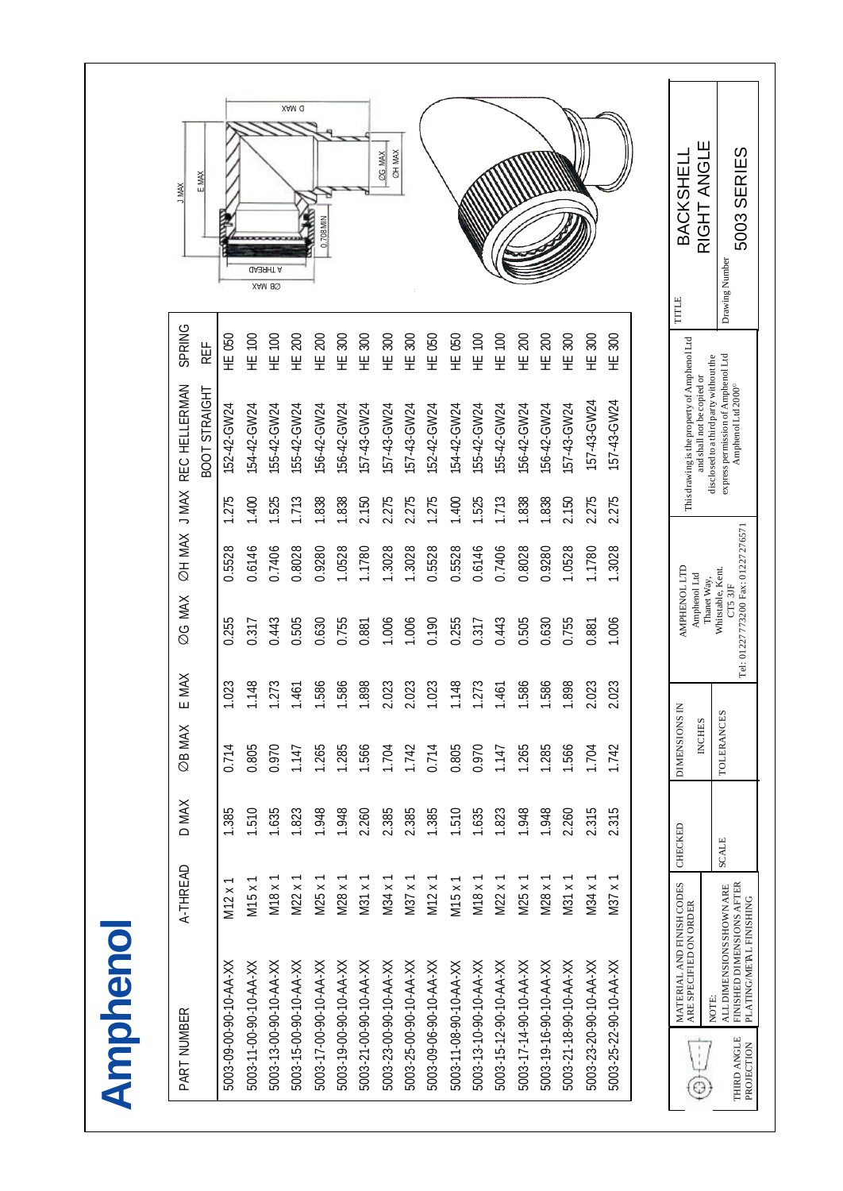# Amphenol

| PART NUMBER | A-THREAD | D MAX | ØB MAX | E MAX | ØG MAX | ØH MAX | J MAX | REC HELLERMAN BOOT STRAIGHT | SPRING REF |
|---|---|---|---|---|---|---|---|---|---|
| 5003-09-00-90-10-AA-XX | M12 x 1 | 1.385 | 0.714 | 1.023 | 0.255 | 0.5528 | 1.275 | 152-42-GW24 | HE 050 |
| 5003-11-00-90-10-AA-XX | M15 x 1 | 1.510 | 0.805 | 1.148 | 0.317 | 0.6146 | 1.400 | 154-42-GW24 | HE 100 |
| 5003-13-00-90-10-AA-XX | M18 x 1 | 1.635 | 0.970 | 1.273 | 0.443 | 0.7406 | 1.525 | 155-42-GW24 | HE 100 |
| 5003-15-00-90-10-AA-XX | M22 x 1 | 1.823 | 1.147 | 1.461 | 0.505 | 0.8028 | 1.713 | 155-42-GW24 | HE 200 |
| 5003-17-00-90-10-AA-XX | M25 x 1 | 1.948 | 1.265 | 1.586 | 0.630 | 0.9280 | 1.838 | 156-42-GW24 | HE 200 |
| 5003-19-00-90-10-AA-XX | M28 x 1 | 1.948 | 1.285 | 1.586 | 0.755 | 1.0528 | 1.838 | 156-42-GW24 | HE 300 |
| 5003-21-00-90-10-AA-XX | M31 x 1 | 2.260 | 1.566 | 1.898 | 0.881 | 1.1780 | 2.150 | 157-43-GW24 | HE 300 |
| 5003-23-00-90-10-AA-XX | M34 x 1 | 2.385 | 1.704 | 2.023 | 1.006 | 1.3028 | 2.275 | 157-43-GW24 | HE 300 |
| 5003-25-00-90-10-AA-XX | M37 x 1 | 2.385 | 1.742 | 2.023 | 1.006 | 1.3028 | 2.275 | 157-43-GW24 | HE 300 |
| 5003-09-06-90-10-AA-XX | M12 x 1 | 1.385 | 0.714 | 1.023 | 0.190 | 0.5528 | 1.275 | 152-42-GW24 | HE 050 |
| 5003-11-08-90-10-AA-XX | M15 x 1 | 1.510 | 0.805 | 1.148 | 0.255 | 0.5528 | 1.400 | 154-42-GW24 | HE 050 |
| 5003-13-10-90-10-AA-XX | M18 x 1 | 1.635 | 0.970 | 1.273 | 0.317 | 0.6146 | 1.525 | 155-42-GW24 | HE 100 |
| 5003-15-12-90-10-AA-XX | M22 x 1 | 1.823 | 1.147 | 1.461 | 0.443 | 0.7406 | 1.713 | 155-42-GW24 | HE 100 |
| 5003-17-14-90-10-AA-XX | M25 x 1 | 1.948 | 1.265 | 1.586 | 0.505 | 0.8028 | 1.838 | 156-42-GW24 | HE 200 |
| 5003-19-16-90-10-AA-XX | M28 x 1 | 1.948 | 1.285 | 1.586 | 0.630 | 0.9280 | 1.838 | 156-42-GW24 | HE 200 |
| 5003-21-18-90-10-AA-XX | M31 x 1 | 2.260 | 1.566 | 1.898 | 0.755 | 1.0528 | 2.150 | 157-43-GW24 | HE 300 |
| 5003-23-20-90-10-AA-XX | M34 x 1 | 2.315 | 1.704 | 2.023 | 0.881 | 1.1780 | 2.275 | 157-43-GW24 | HE 300 |
| 5003-25-22-90-10-AA-XX | M37 x 1 | 2.315 | 1.742 | 2.023 | 1.006 | 1.3028 | 2.275 | 157-43-GW24 | HE 300 |

ØB MAX, A THREAD, 0.708 MIN, J MAX, E MAX, ØG MAX, ØH MAX, D MAX

THIRD ANGLE PROJECTION

MATERIAL AND FINISH CODES ARE SPECIFIED ON ORDER

NOTE: ALL DIMENSIONS SHOWN ARE FINISHED DIMENSIONS AFTER PLATING/METAL FINISHING

CHECKED

SCALE

DIMENSIONS IN INCHES

TOLERANCES

AMPHENOL LTD
Amphenol Ltd
Thanet Way,
Whitstable, Kent.
CT5 3JF
Tel: 01227 773200 Fax: 01227 276571

This drawing is the property of Amphenol Ltd and shall not be copied or disclosed to a third party without the express permission of Amphenol Ltd
Amphenol Ltd 2000©

TITLE: BACKSHELL RIGHT ANGLE

Drawing Number: 5003 SERIES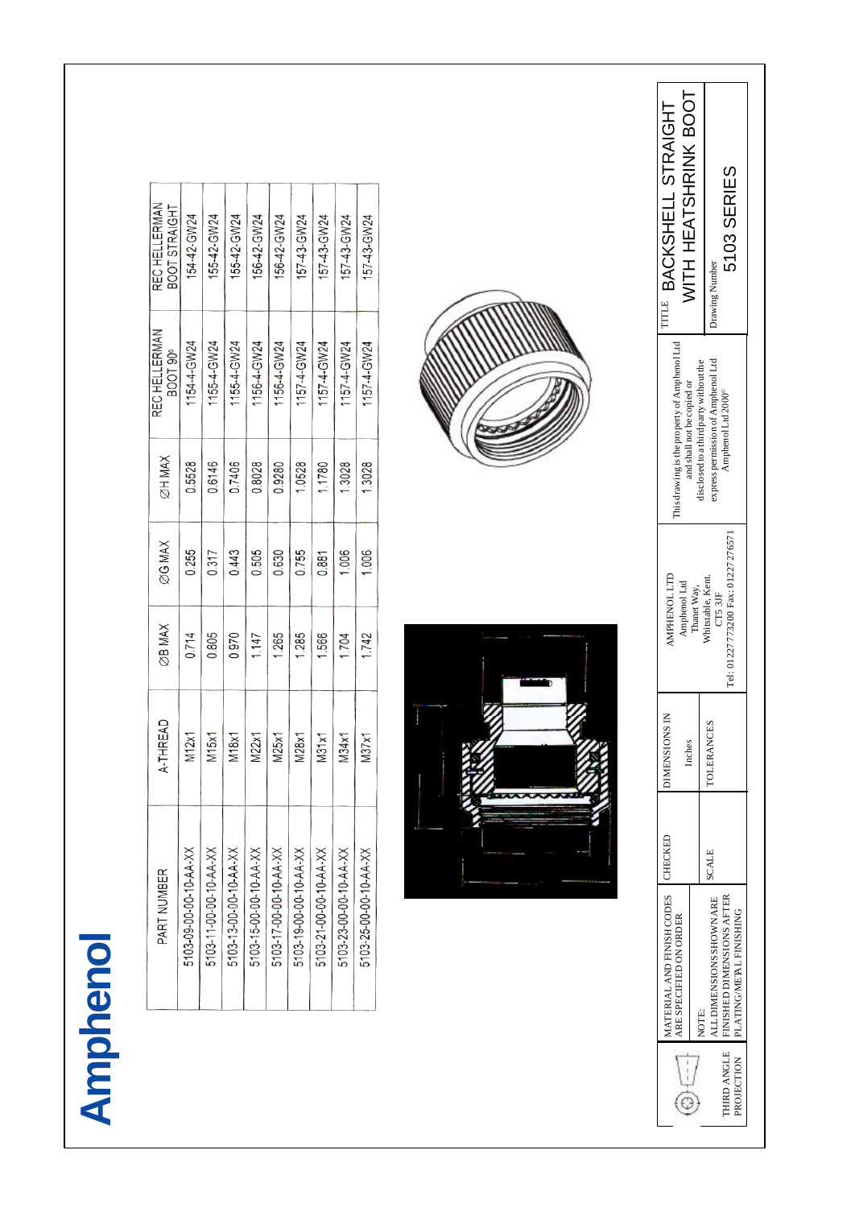# Amphenol

| PART NUMBER | A-THREAD | ∅B MAX | ∅G MAX | ∅H MAX | REC HELLERMAN BOOT 90° | REC HELLERMAN BOOT STRAIGHT |
|---|---|---|---|---|---|---|
| 5103-09-00-00-10-AA-XX | M12x1 | 0.714 | 0.255 | 0.5528 | 1154-4-GW24 | 154-42-GW24 |
| 5103-11-00-00-10-AA-XX | M15x1 | 0.805 | 0.317 | 0.6146 | 1155-4-GW24 | 155-42-GW24 |
| 5103-13-00-00-10-AA-XX | M18x1 | 0.970 | 0.443 | 0.7406 | 1155-4-GW24 | 155-42-GW24 |
| 5103-15-00-00-10-AA-XX | M22x1 | 1.147 | 0.505 | 0.8028 | 1156-4-GW24 | 156-42-GW24 |
| 5103-17-00-00-10-AA-XX | M25x1 | 1.265 | 0.630 | 0.9280 | 1156-4-GW24 | 156-42-GW24 |
| 5103-19-00-00-10-AA-XX | M28x1 | 1.285 | 0.755 | 1.0528 | 1157-4-GW24 | 157-43-GW24 |
| 5103-21-00-00-10-AA-XX | M31x1 | 1.566 | 0.881 | 1.1780 | 1157-4-GW24 | 157-43-GW24 |
| 5103-23-00-00-10-AA-XX | M34x1 | 1.704 | 1.006 | 1.3028 | 1157-4-GW24 | 157-43-GW24 |
| 5103-25-00-00-10-AA-XX | M37x1 | 1.742 | 1.006 | 1.3028 | 1157-4-GW24 | 157-43-GW24 |

THIRD ANGLE PROJECTION

MATERIAL AND FINISH CODES ARE SPECIFIED ON ORDER

NOTE:
ALL DIMENSIONS SHOWN ARE FINISHED DIMENSIONS AFTER PLATING/METAL FINISHING

CHECKED

SCALE

DIMENSIONS IN Inches

TOLERANCES

AMPHENOL LTD
Amphenol Ltd
Thanet Way,
Whitstable, Kent.
CT5 3JF
Tel: 01227773200 Fax: 01227276571

This drawing is the property of Amphenol Ltd and shall not be copied or disclosed to a third party without the express permission of Amphenol Ltd
Amphenol Ltd 2000©

TITLE BACKSHELL STRAIGHT WITH HEATSHRINK BOOT

Drawing Number
5103 SERIES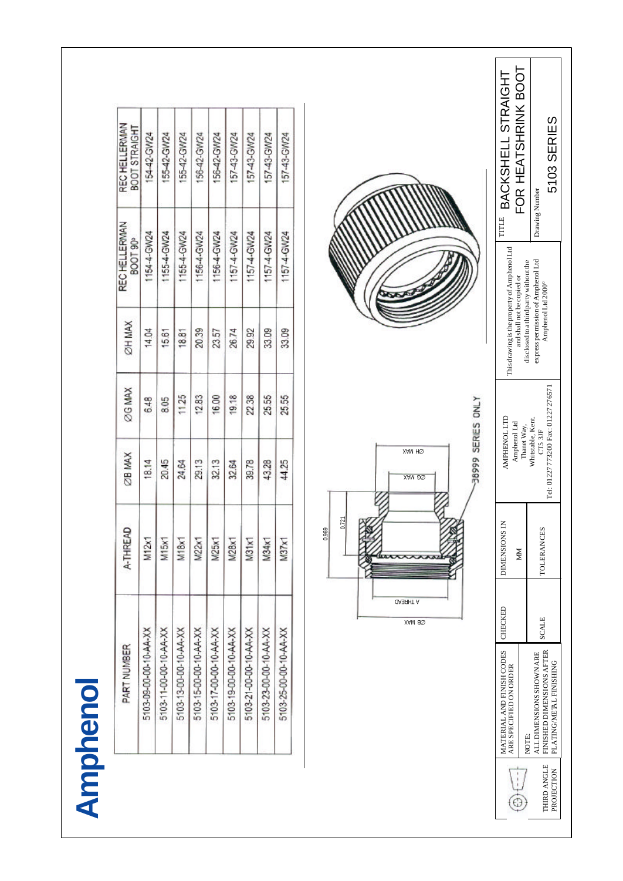# Amphenol

| PART NUMBER | A-THREAD | ØB MAX | ØG MAX | ØH MAX | REC HELLERMAN BOOT 90° | REC HELLERMAN BOOT STRAIGHT |
|---|---|---|---|---|---|---|
| 5103-09-00-00-10-AA-XX | M12x1 | 18.14 | 6.48 | 14.04 | 1154-4-GW24 | 154-42-GW24 |
| 5103-11-00-00-10-AA-XX | M15x1 | 20.45 | 8.05 | 15.61 | 1155-4-GW24 | 155-42-GW24 |
| 5103-13-00-00-10-AA-XX | M18x1 | 24.64 | 11.25 | 18.81 | 1155-4-GW24 | 155-42-GW24 |
| 5103-15-00-00-10-AA-XX | M22x1 | 29.13 | 12.83 | 20.39 | 1156-4-GW24 | 156-42-GW24 |
| 5103-17-00-00-10-AA-XX | M25x1 | 32.13 | 16.00 | 23.57 | 1156-4-GW24 | 156-42-GW24 |
| 5103-19-00-00-10-AA-XX | M28x1 | 32.64 | 19.18 | 26.74 | 1157-4-GW24 | 157-43-GW24 |
| 5103-21-00-00-10-AA-XX | M31x1 | 39.78 | 22.38 | 29.92 | 1157-4-GW24 | 157-43-GW24 |
| 5103-23-00-00-10-AA-XX | M34x1 | 43.28 | 25.55 | 33.09 | 1157-4-GW24 | 157-43-GW24 |
| 5103-25-00-00-10-AA-XX | M37x1 | 44.25 | 25.55 | 33.09 | 1157-4-GW24 | 157-43-GW24 |

ØB MAX, A THREAD, 0.969, 0.721, ØG MAX, ØH MAX

38999 SERIES ONLY

| THIRD ANGLE PROJECTION | MATERIAL AND FINISH CODES ARE SPECIFIED ON ORDER<br>NOTE: ALL DIMENSIONS SHOWN ARE FINISHED DIMENSIONS AFTER PLATING/METAL FINISHING | CHECKED | DIMENSIONS IN MM | AMPHENOL LTD<br>Amphenol Ltd<br>Thanet Way,<br>Whitstable, Kent.<br>CT5 3JF<br>Tel: 01227 773200 Fax: 01227 276571 | This drawing is the property of Amphenol Ltd and shall not be copied or disclosed to a third party without the express permission of Amphenol Ltd<br>Amphenol Ltd 2000© | TITLE: BACKSHELL STRAIGHT FOR HEATSHRINK BOOT |
|---|---|---|---|---|---|---|
| | | SCALE | TOLERANCES | | | Drawing Number: 5103 SERIES |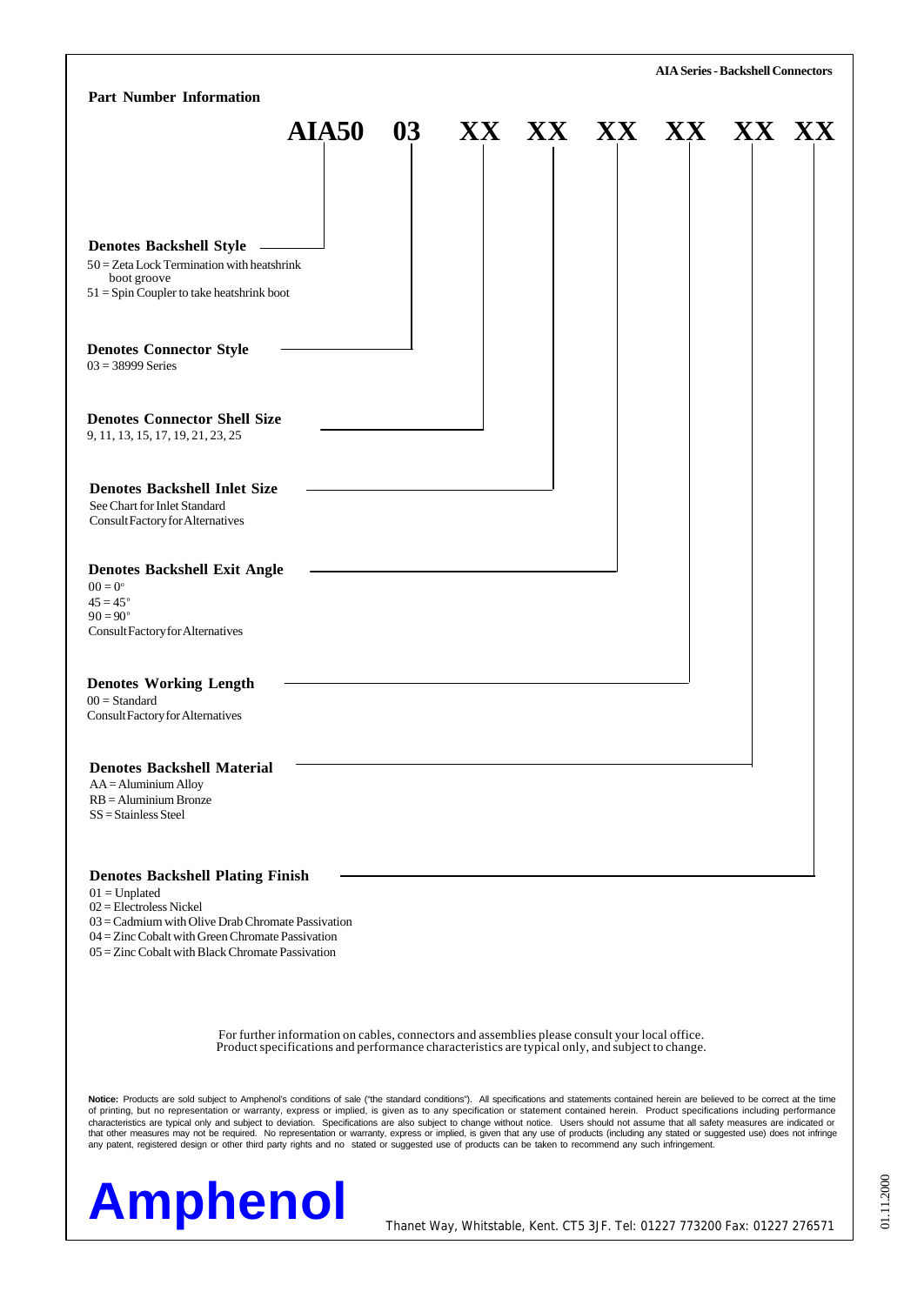**AIA Series - Backshell Connectors**

## Part Number Information

**AIA50 03 XX XX XX XX XX XX**

**Denotes Backshell Style**
50 = Zeta Lock Termination with heatshrink boot groove
51 = Spin Coupler to take heatshrink boot

**Denotes Connector Style**
03 = 38999 Series

**Denotes Connector Shell Size**
9, 11, 13, 15, 17, 19, 21, 23, 25

**Denotes Backshell Inlet Size**
See Chart for Inlet Standard
Consult Factory for Alternatives

**Denotes Backshell Exit Angle**
00 = 0°
45 = 45°
90 = 90°
Consult Factory for Alternatives

**Denotes Working Length**
00 = Standard
Consult Factory for Alternatives

**Denotes Backshell Material**
AA = Aluminium Alloy
RB = Aluminium Bronze
SS = Stainless Steel

**Denotes Backshell Plating Finish**
01 = Unplated
02 = Electroless Nickel
03 = Cadmium with Olive Drab Chromate Passivation
04 = Zinc Cobalt with Green Chromate Passivation
05 = Zinc Cobalt with Black Chromate Passivation

For further information on cables, connectors and assemblies please consult your local office.
Product specifications and performance characteristics are typical only, and subject to change.

**Notice:** Products are sold subject to Amphenol's conditions of sale ("the standard conditions"). All specifications and statements contained herein are believed to be correct at the time of printing, but no representation or warranty, express or implied, is given as to any specification or statement contained herein. Product specifications including performance characteristics are typical only and subject to deviation. Specifications are also subject to change without notice. Users should not assume that all safety measures are indicated or that other measures may not be required. No representation or warranty, express or implied, is given that any use of products (including any stated or suggested use) does not infringe any patent, registered design or other third party rights and no stated or suggested use of products can be taken to recommend any such infringement.

**Amphenol**

Thanet Way, Whitstable, Kent. CT5 3JF. Tel: 01227 773200 Fax: 01227 276571

01.11.2000